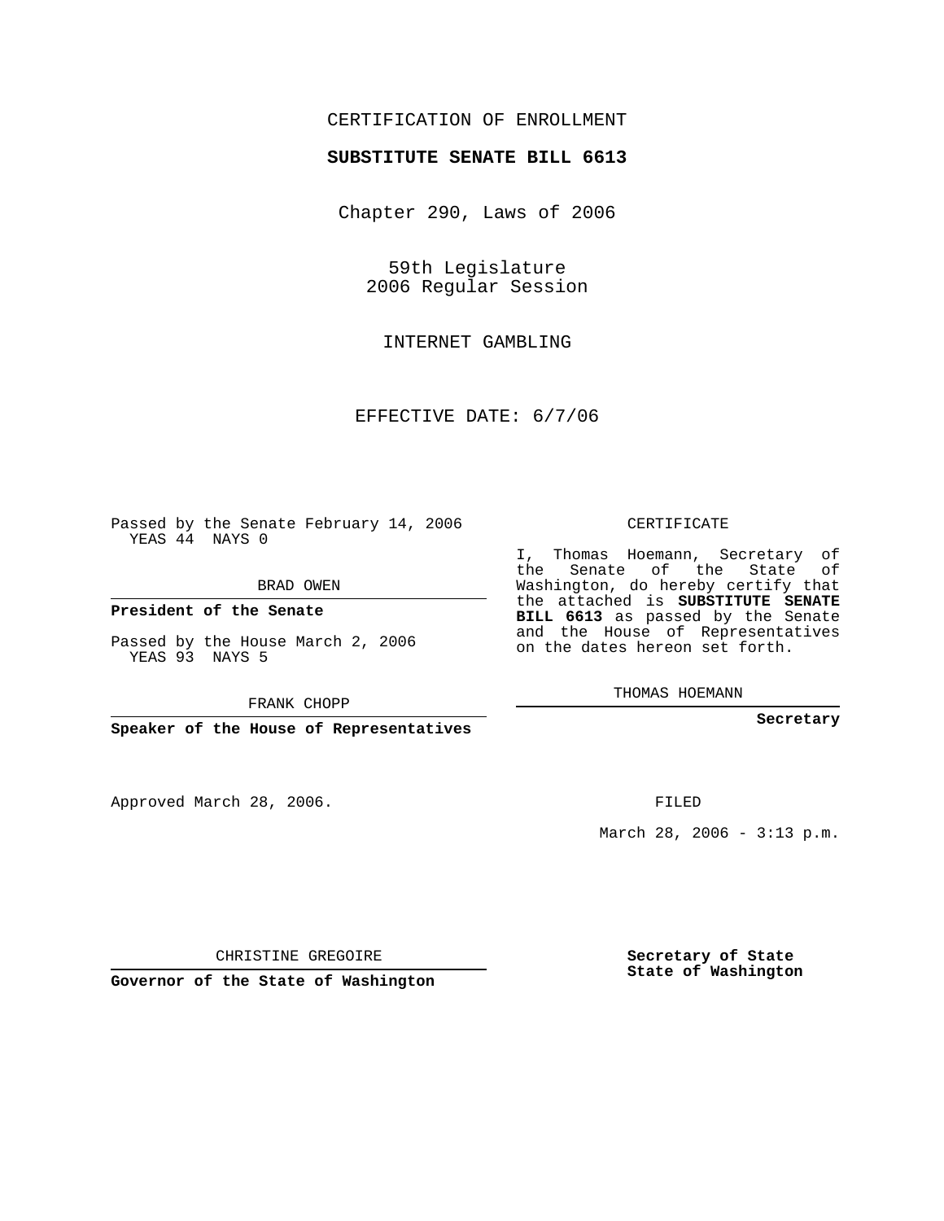CERTIFICATION OF ENROLLMENT

**SUBSTITUTE SENATE BILL 6613**

Chapter 290, Laws of 2006

59th Legislature
2006 Regular Session

INTERNET GAMBLING

EFFECTIVE DATE: 6/7/06

Passed by the Senate February 14, 2006
YEAS 44 NAYS 0

BRAD OWEN

**President of the Senate**

Passed by the House March 2, 2006
YEAS 93 NAYS 5

FRANK CHOPP

**Speaker of the House of Representatives**

CERTIFICATE

I, Thomas Hoemann, Secretary of the Senate of the State of Washington, do hereby certify that the attached is **SUBSTITUTE SENATE BILL 6613** as passed by the Senate and the House of Representatives on the dates hereon set forth.

THOMAS HOEMANN

**Secretary**

Approved March 28, 2006.

FILED

March 28, 2006 - 3:13 p.m.

CHRISTINE GREGOIRE

**Governor of the State of Washington**

**Secretary of State**
**State of Washington**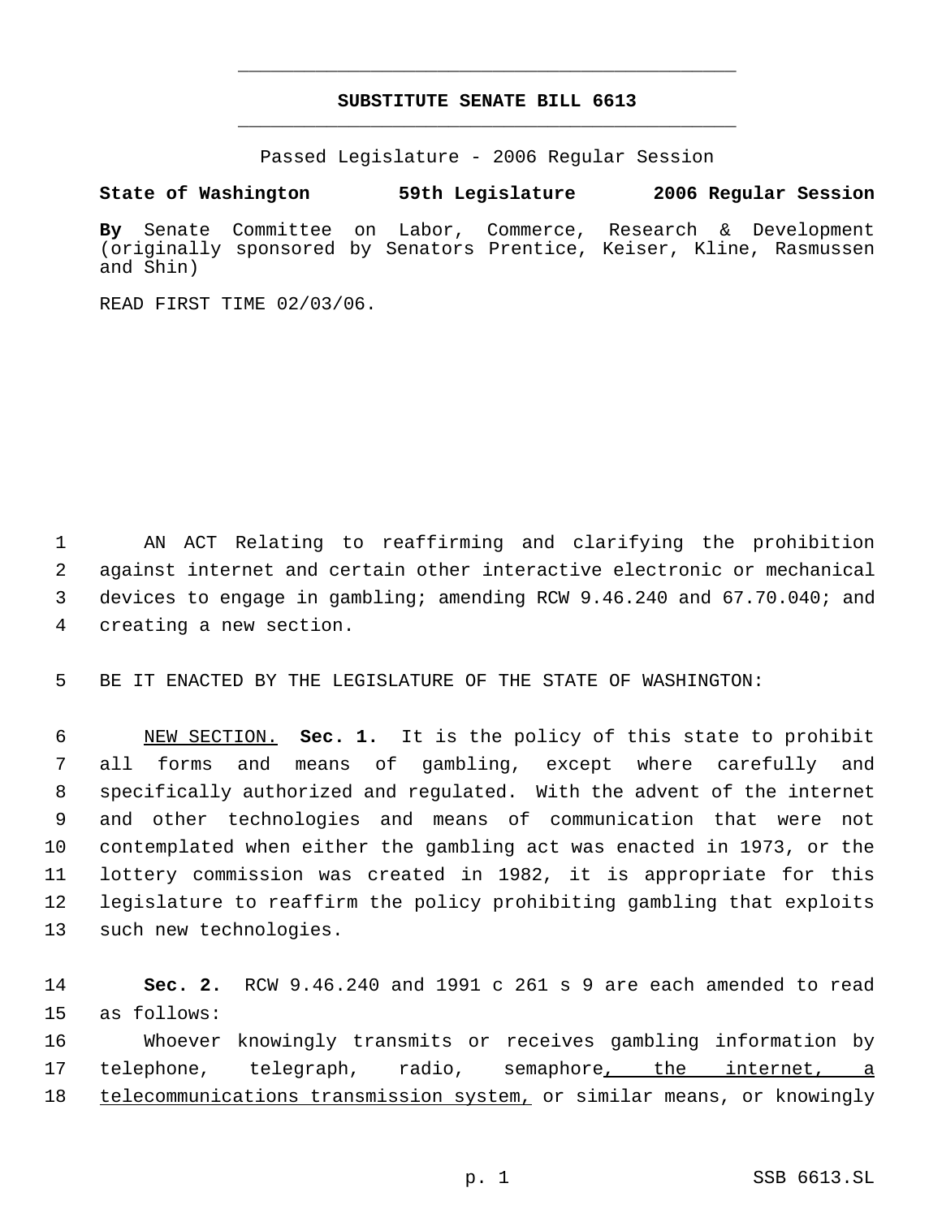# SUBSTITUTE SENATE BILL 6613

Passed Legislature - 2006 Regular Session

**State of Washington 59th Legislature 2006 Regular Session**

**By** Senate Committee on Labor, Commerce, Research & Development (originally sponsored by Senators Prentice, Keiser, Kline, Rasmussen and Shin)

READ FIRST TIME 02/03/06.

1 AN ACT Relating to reaffirming and clarifying the prohibition
2 against internet and certain other interactive electronic or mechanical
3 devices to engage in gambling; amending RCW 9.46.240 and 67.70.040; and
4 creating a new section.

5 BE IT ENACTED BY THE LEGISLATURE OF THE STATE OF WASHINGTON:

6 NEW SECTION. **Sec. 1.** It is the policy of this state to prohibit
7 all forms and means of gambling, except where carefully and
8 specifically authorized and regulated. With the advent of the internet
9 and other technologies and means of communication that were not
10 contemplated when either the gambling act was enacted in 1973, or the
11 lottery commission was created in 1982, it is appropriate for this
12 legislature to reaffirm the policy prohibiting gambling that exploits
13 such new technologies.

14 **Sec. 2.** RCW 9.46.240 and 1991 c 261 s 9 are each amended to read
15 as follows:

16 Whoever knowingly transmits or receives gambling information by
17 telephone, telegraph, radio, semaphore, the internet, a
18 telecommunications transmission system, or similar means, or knowingly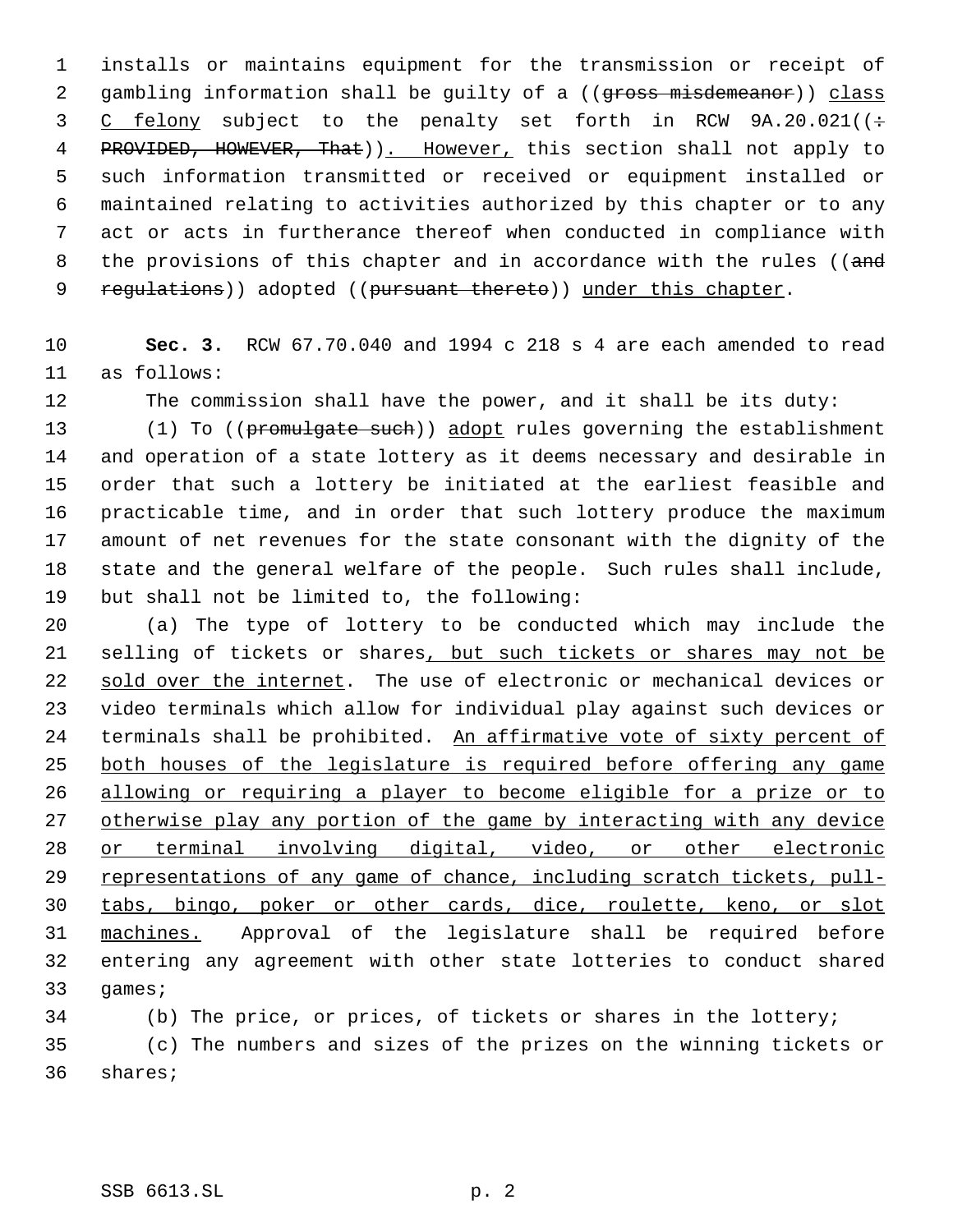installs or maintains equipment for the transmission or receipt of gambling information shall be guilty of a ((~~gross misdemeanor~~)) <u>class C felony</u> subject to the penalty set forth in RCW 9A.20.021((~~: PROVIDED, HOWEVER, That~~))<u>. However,</u> this section shall not apply to such information transmitted or received or equipment installed or maintained relating to activities authorized by this chapter or to any act or acts in furtherance thereof when conducted in compliance with the provisions of this chapter and in accordance with the rules ((~~and regulations~~)) adopted ((~~pursuant thereto~~)) <u>under this chapter</u>.

**Sec. 3.** RCW 67.70.040 and 1994 c 218 s 4 are each amended to read as follows:

The commission shall have the power, and it shall be its duty:

(1) To ((~~promulgate such~~)) <u>adopt</u> rules governing the establishment and operation of a state lottery as it deems necessary and desirable in order that such a lottery be initiated at the earliest feasible and practicable time, and in order that such lottery produce the maximum amount of net revenues for the state consonant with the dignity of the state and the general welfare of the people. Such rules shall include, but shall not be limited to, the following:

(a) The type of lottery to be conducted which may include the selling of tickets or shares<u>, but such tickets or shares may not be sold over the internet</u>. The use of electronic or mechanical devices or video terminals which allow for individual play against such devices or terminals shall be prohibited. <u>An affirmative vote of sixty percent of both houses of the legislature is required before offering any game allowing or requiring a player to become eligible for a prize or to otherwise play any portion of the game by interacting with any device or terminal involving digital, video, or other electronic representations of any game of chance, including scratch tickets, pull-tabs, bingo, poker or other cards, dice, roulette, keno, or slot machines.</u> Approval of the legislature shall be required before entering any agreement with other state lotteries to conduct shared games;

(b) The price, or prices, of tickets or shares in the lottery;

(c) The numbers and sizes of the prizes on the winning tickets or shares;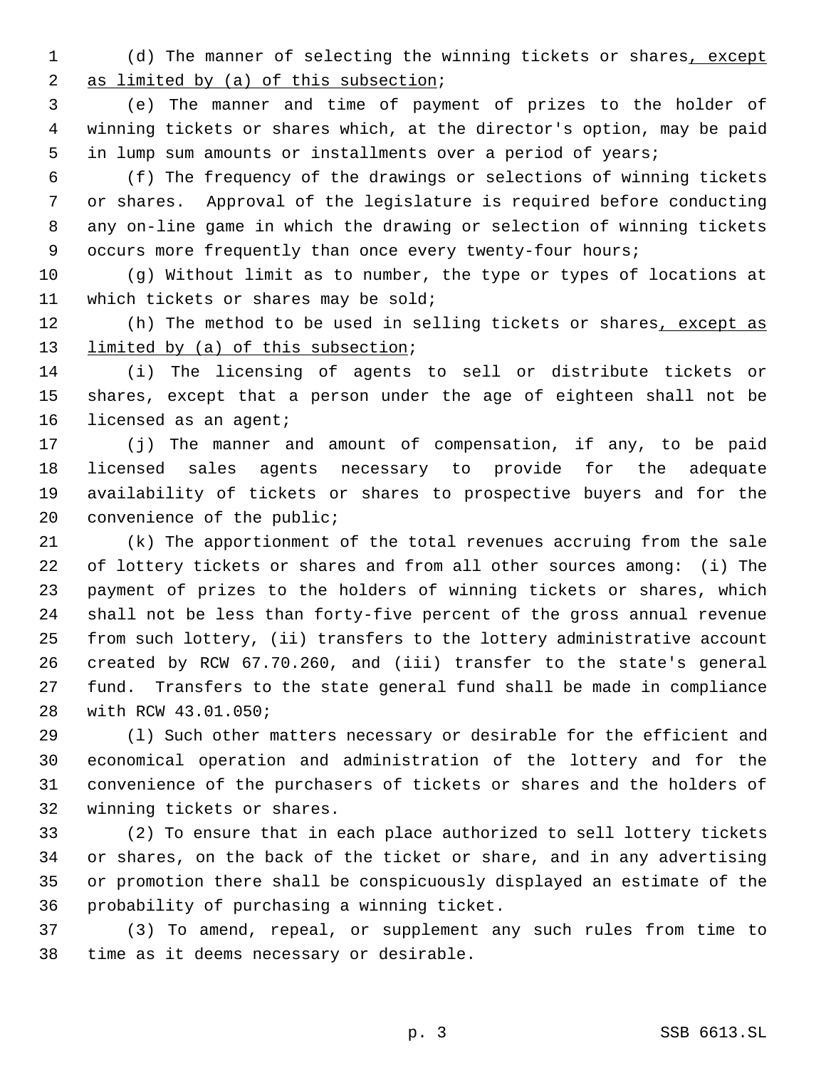(d) The manner of selecting the winning tickets or shares<u>, except as limited by (a) of this subsection</u>;

(e) The manner and time of payment of prizes to the holder of winning tickets or shares which, at the director's option, may be paid in lump sum amounts or installments over a period of years;

(f) The frequency of the drawings or selections of winning tickets or shares. Approval of the legislature is required before conducting any on-line game in which the drawing or selection of winning tickets occurs more frequently than once every twenty-four hours;

(g) Without limit as to number, the type or types of locations at which tickets or shares may be sold;

(h) The method to be used in selling tickets or shares<u>, except as limited by (a) of this subsection</u>;

(i) The licensing of agents to sell or distribute tickets or shares, except that a person under the age of eighteen shall not be licensed as an agent;

(j) The manner and amount of compensation, if any, to be paid licensed sales agents necessary to provide for the adequate availability of tickets or shares to prospective buyers and for the convenience of the public;

(k) The apportionment of the total revenues accruing from the sale of lottery tickets or shares and from all other sources among: (i) The payment of prizes to the holders of winning tickets or shares, which shall not be less than forty-five percent of the gross annual revenue from such lottery, (ii) transfers to the lottery administrative account created by RCW 67.70.260, and (iii) transfer to the state's general fund. Transfers to the state general fund shall be made in compliance with RCW 43.01.050;

(l) Such other matters necessary or desirable for the efficient and economical operation and administration of the lottery and for the convenience of the purchasers of tickets or shares and the holders of winning tickets or shares.

(2) To ensure that in each place authorized to sell lottery tickets or shares, on the back of the ticket or share, and in any advertising or promotion there shall be conspicuously displayed an estimate of the probability of purchasing a winning ticket.

(3) To amend, repeal, or supplement any such rules from time to time as it deems necessary or desirable.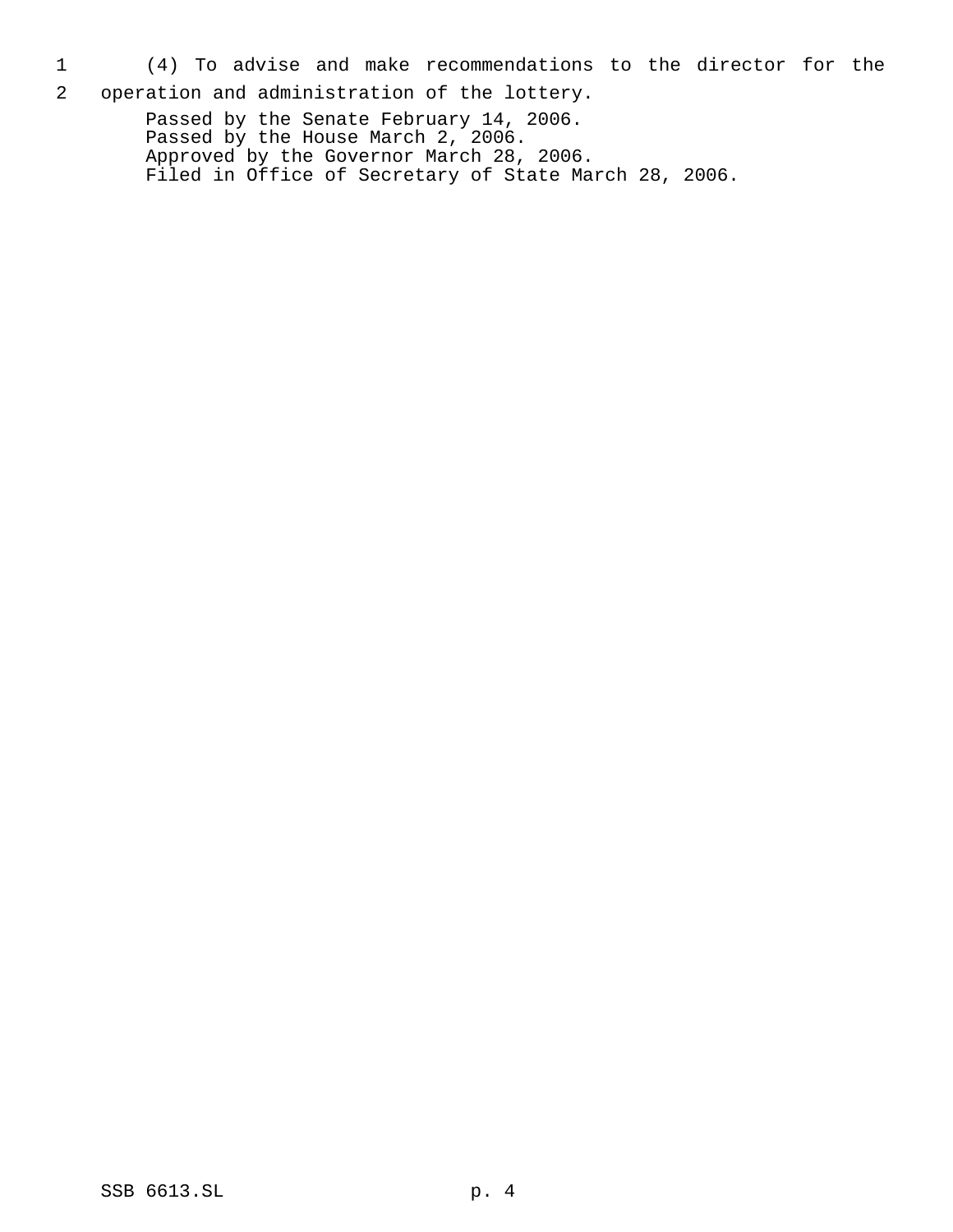(4) To advise and make recommendations to the director for the operation and administration of the lottery.

Passed by the Senate February 14, 2006.
Passed by the House March 2, 2006.
Approved by the Governor March 28, 2006.
Filed in Office of Secretary of State March 28, 2006.